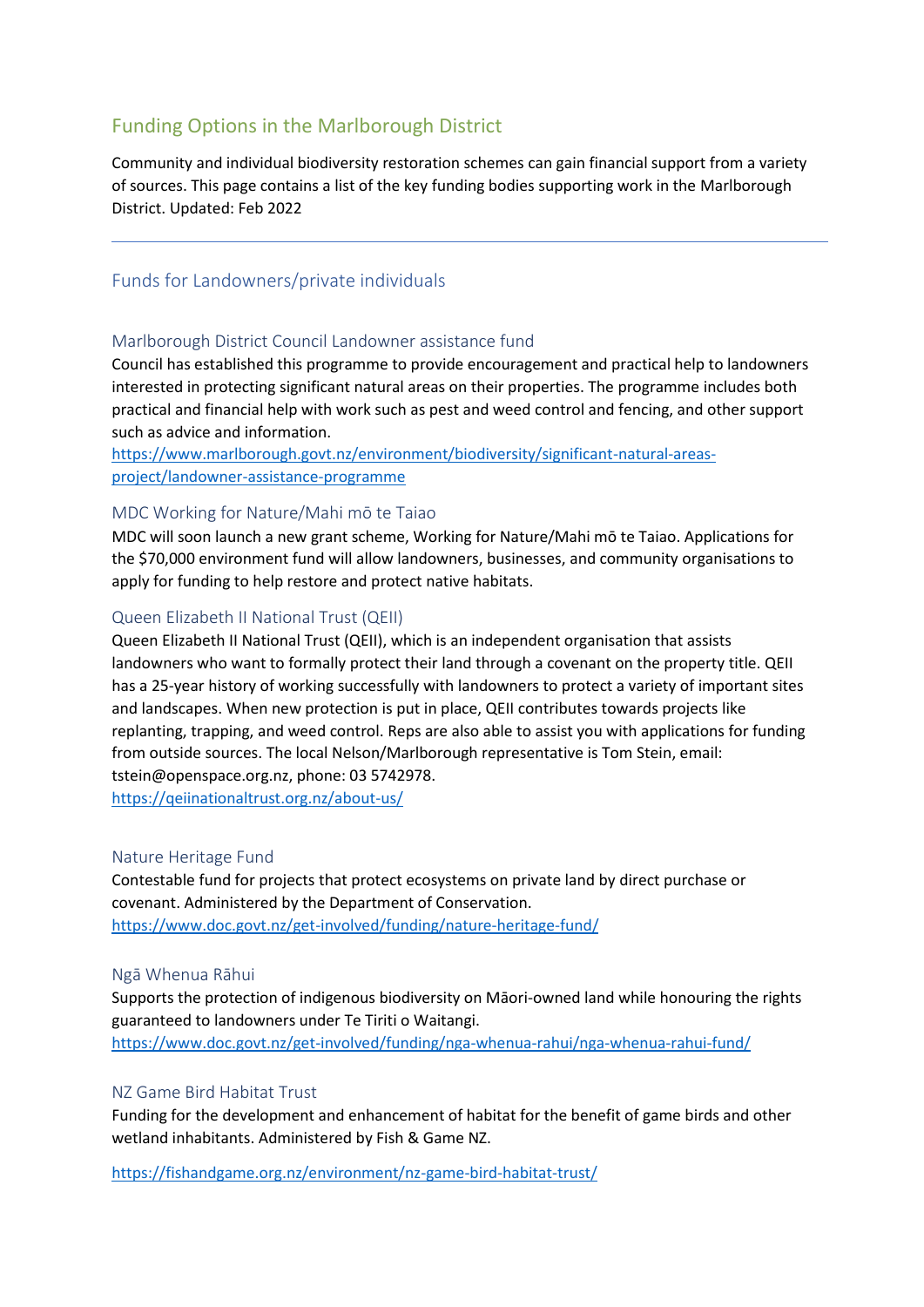# Funding Options in the Marlborough District

Community and individual biodiversity restoration schemes can gain financial support from a variety of sources. This page contains a list of the key funding bodies supporting work in the Marlborough District. Updated: Feb 2022

---

## Funds for Landowners/private individuals

### Marlborough District Council Landowner assistance fund

Council has established this programme to provide encouragement and practical help to landowners interested in protecting significant natural areas on their properties. The programme includes both practical and financial help with work such as pest and weed control and fencing, and other support such as advice and information.
https://www.marlborough.govt.nz/environment/biodiversity/significant-natural-areas-project/landowner-assistance-programme

### MDC Working for Nature/Mahi mō te Taiao

MDC will soon launch a new grant scheme, Working for Nature/Mahi mō te Taiao. Applications for the $70,000 environment fund will allow landowners, businesses, and community organisations to apply for funding to help restore and protect native habitats.

### Queen Elizabeth II National Trust (QEII)

Queen Elizabeth II National Trust (QEII), which is an independent organisation that assists landowners who want to formally protect their land through a covenant on the property title. QEII has a 25-year history of working successfully with landowners to protect a variety of important sites and landscapes. When new protection is put in place, QEII contributes towards projects like replanting, trapping, and weed control. Reps are also able to assist you with applications for funding from outside sources. The local Nelson/Marlborough representative is Tom Stein, email: tstein@openspace.org.nz, phone: 03 5742978.
https://qeiinationaltrust.org.nz/about-us/

### Nature Heritage Fund

Contestable fund for projects that protect ecosystems on private land by direct purchase or covenant. Administered by the Department of Conservation.
https://www.doc.govt.nz/get-involved/funding/nature-heritage-fund/

### Ngā Whenua Rāhui

Supports the protection of indigenous biodiversity on Māori-owned land while honouring the rights guaranteed to landowners under Te Tiriti o Waitangi.
https://www.doc.govt.nz/get-involved/funding/nga-whenua-rahui/nga-whenua-rahui-fund/

### NZ Game Bird Habitat Trust

Funding for the development and enhancement of habitat for the benefit of game birds and other wetland inhabitants. Administered by Fish & Game NZ.

https://fishandgame.org.nz/environment/nz-game-bird-habitat-trust/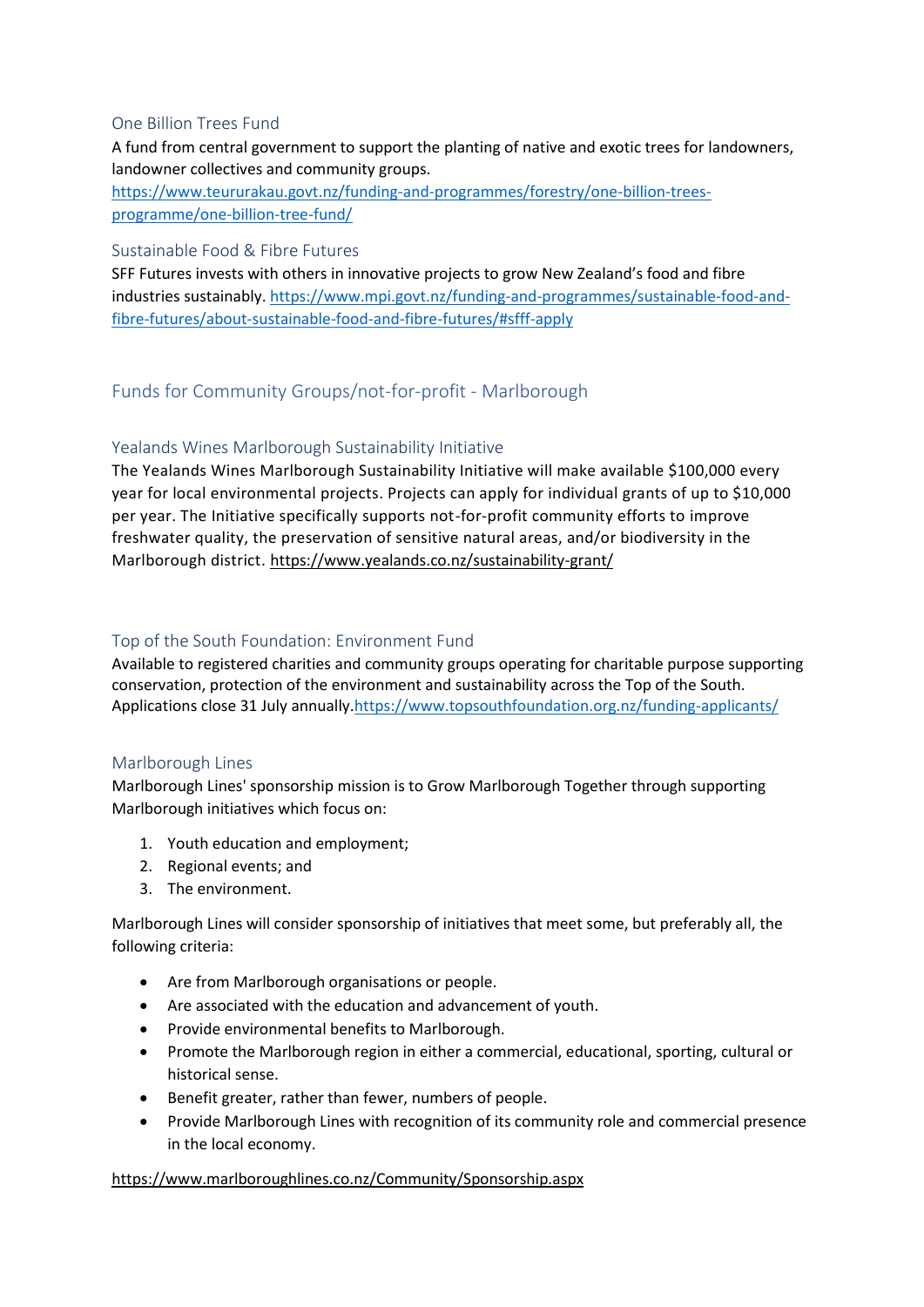### One Billion Trees Fund

A fund from central government to support the planting of native and exotic trees for landowners, landowner collectives and community groups.
https://www.teururakau.govt.nz/funding-and-programmes/forestry/one-billion-trees-programme/one-billion-tree-fund/

### Sustainable Food & Fibre Futures

SFF Futures invests with others in innovative projects to grow New Zealand's food and fibre industries sustainably. https://www.mpi.govt.nz/funding-and-programmes/sustainable-food-and-fibre-futures/about-sustainable-food-and-fibre-futures/#sfff-apply

## Funds for Community Groups/not-for-profit - Marlborough

### Yealands Wines Marlborough Sustainability Initiative

The Yealands Wines Marlborough Sustainability Initiative will make available $100,000 every year for local environmental projects. Projects can apply for individual grants of up to $10,000 per year. The Initiative specifically supports not-for-profit community efforts to improve freshwater quality, the preservation of sensitive natural areas, and/or biodiversity in the Marlborough district. https://www.yealands.co.nz/sustainability-grant/

### Top of the South Foundation: Environment Fund

Available to registered charities and community groups operating for charitable purpose supporting conservation, protection of the environment and sustainability across the Top of the South. Applications close 31 July annually.https://www.topsouthfoundation.org.nz/funding-applicants/

### Marlborough Lines

Marlborough Lines' sponsorship mission is to Grow Marlborough Together through supporting Marlborough initiatives which focus on:

1. Youth education and employment;
2. Regional events; and
3. The environment.

Marlborough Lines will consider sponsorship of initiatives that meet some, but preferably all, the following criteria:

- Are from Marlborough organisations or people.
- Are associated with the education and advancement of youth.
- Provide environmental benefits to Marlborough.
- Promote the Marlborough region in either a commercial, educational, sporting, cultural or historical sense.
- Benefit greater, rather than fewer, numbers of people.
- Provide Marlborough Lines with recognition of its community role and commercial presence in the local economy.

https://www.marlboroughlines.co.nz/Community/Sponsorship.aspx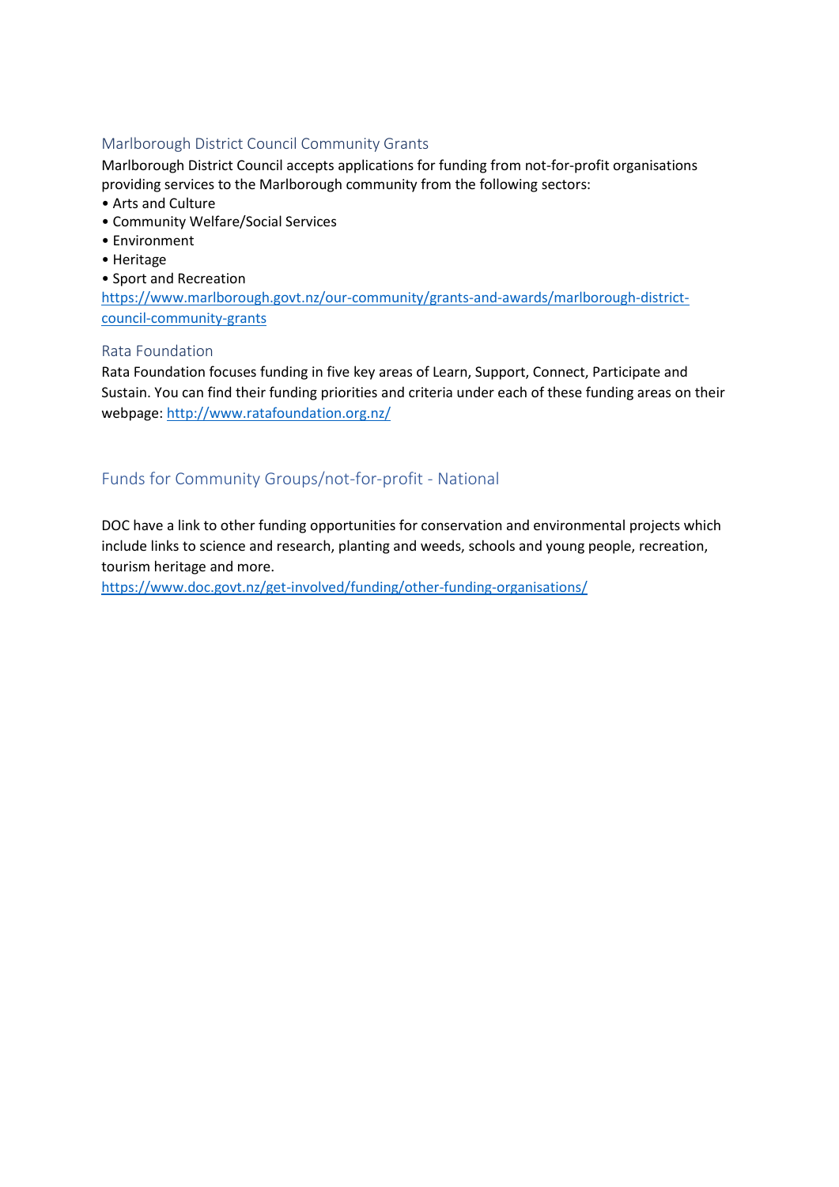### Marlborough District Council Community Grants

Marlborough District Council accepts applications for funding from not-for-profit organisations providing services to the Marlborough community from the following sectors:

- Arts and Culture
- Community Welfare/Social Services
- Environment
- Heritage
- Sport and Recreation

https://www.marlborough.govt.nz/our-community/grants-and-awards/marlborough-district-council-community-grants

### Rata Foundation

Rata Foundation focuses funding in five key areas of Learn, Support, Connect, Participate and Sustain. You can find their funding priorities and criteria under each of these funding areas on their webpage: http://www.ratafoundation.org.nz/

## Funds for Community Groups/not-for-profit - National

DOC have a link to other funding opportunities for conservation and environmental projects which include links to science and research, planting and weeds, schools and young people, recreation, tourism heritage and more.
https://www.doc.govt.nz/get-involved/funding/other-funding-organisations/